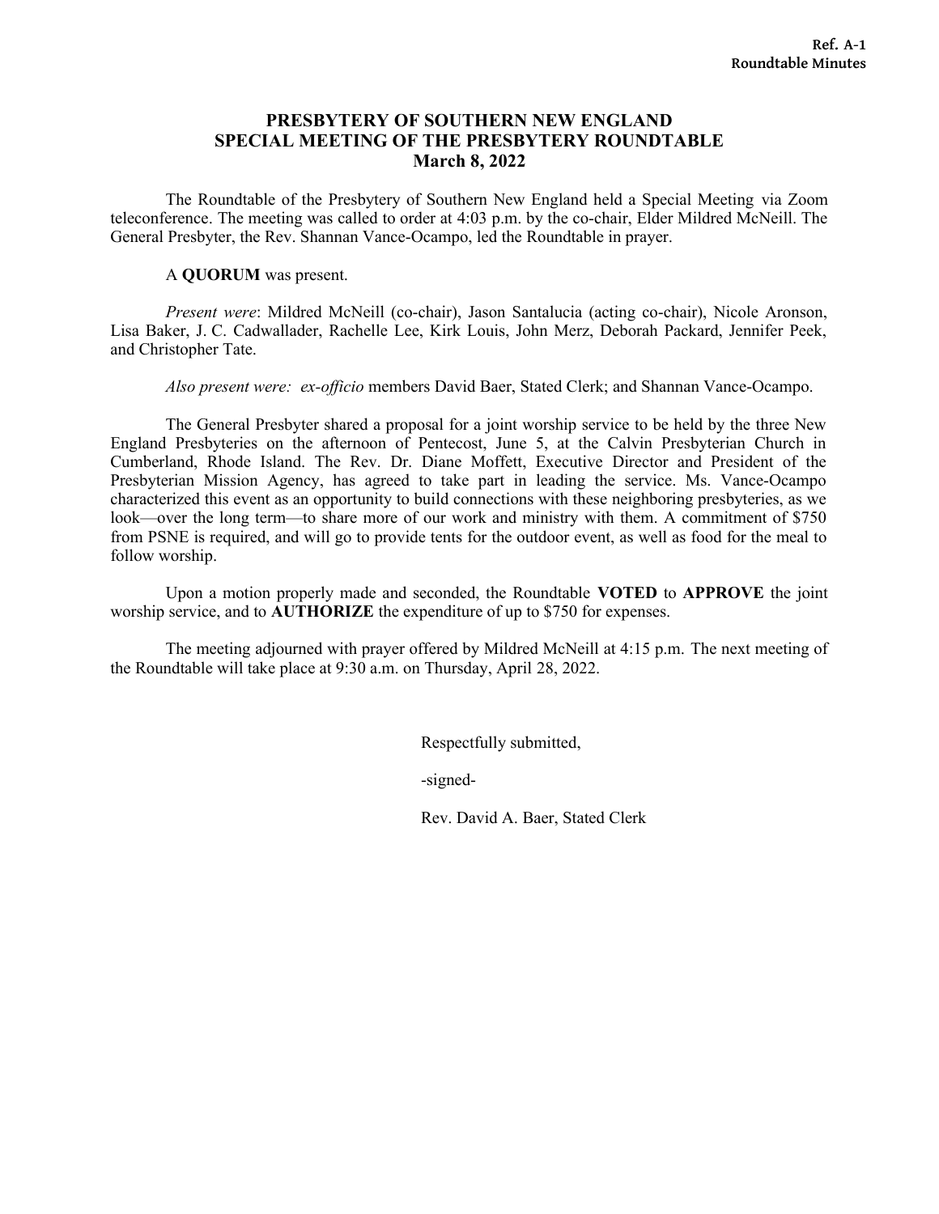Ref. A-1
Roundtable Minutes

# PRESBYTERY OF SOUTHERN NEW ENGLAND
## SPECIAL MEETING OF THE PRESBYTERY ROUNDTABLE
### March 8, 2022

The Roundtable of the Presbytery of Southern New England held a Special Meeting via Zoom teleconference. The meeting was called to order at 4:03 p.m. by the co-chair, Elder Mildred McNeill. The General Presbyter, the Rev. Shannan Vance-Ocampo, led the Roundtable in prayer.

A **QUORUM** was present.

*Present were*: Mildred McNeill (co-chair), Jason Santalucia (acting co-chair), Nicole Aronson, Lisa Baker, J. C. Cadwallader, Rachelle Lee, Kirk Louis, John Merz, Deborah Packard, Jennifer Peek, and Christopher Tate.

*Also present were: ex-officio* members David Baer, Stated Clerk; and Shannan Vance-Ocampo.

The General Presbyter shared a proposal for a joint worship service to be held by the three New England Presbyteries on the afternoon of Pentecost, June 5, at the Calvin Presbyterian Church in Cumberland, Rhode Island. The Rev. Dr. Diane Moffett, Executive Director and President of the Presbyterian Mission Agency, has agreed to take part in leading the service. Ms. Vance-Ocampo characterized this event as an opportunity to build connections with these neighboring presbyteries, as we look—over the long term—to share more of our work and ministry with them. A commitment of $750 from PSNE is required, and will go to provide tents for the outdoor event, as well as food for the meal to follow worship.

Upon a motion properly made and seconded, the Roundtable **VOTED** to **APPROVE** the joint worship service, and to **AUTHORIZE** the expenditure of up to $750 for expenses.

The meeting adjourned with prayer offered by Mildred McNeill at 4:15 p.m. The next meeting of the Roundtable will take place at 9:30 a.m. on Thursday, April 28, 2022.

Respectfully submitted,

-signed-

Rev. David A. Baer, Stated Clerk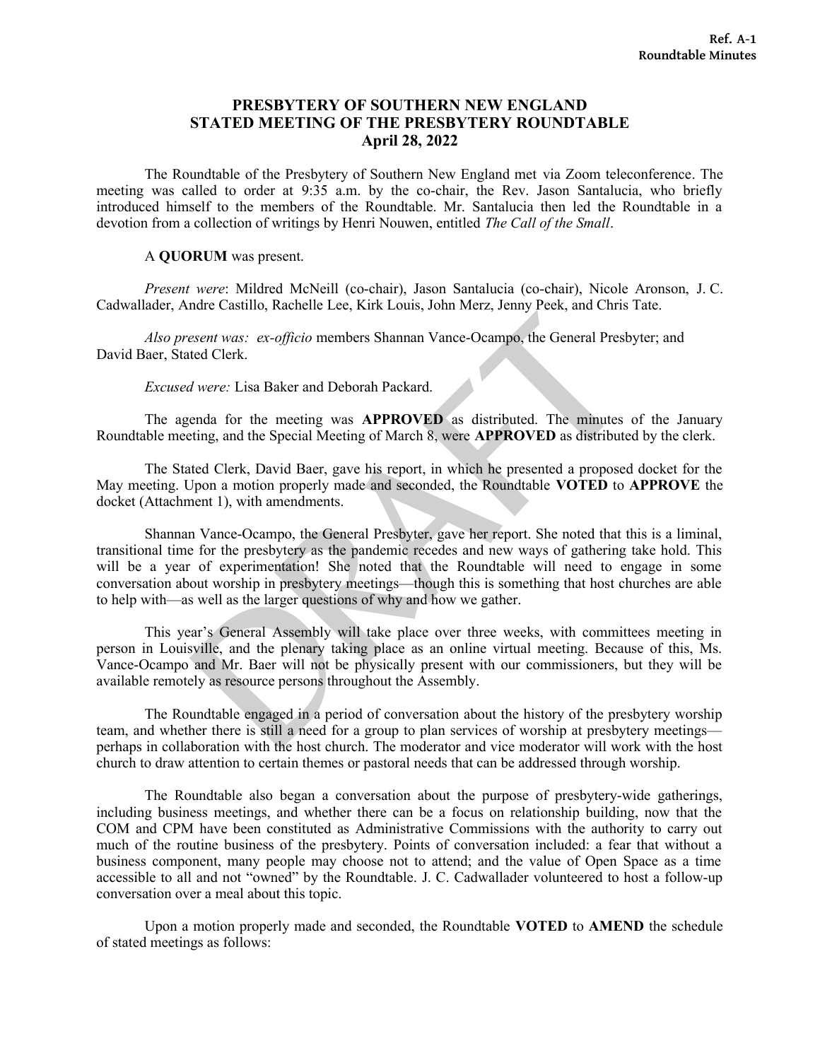# PRESBYTERY OF SOUTHERN NEW ENGLAND STATED MEETING OF THE PRESBYTERY ROUNDTABLE April 28, 2022

The Roundtable of the Presbytery of Southern New England met via Zoom teleconference. The meeting was called to order at 9:35 a.m. by the co-chair, the Rev. Jason Santalucia, who briefly introduced himself to the members of the Roundtable. Mr. Santalucia then led the Roundtable in a devotion from a collection of writings by Henri Nouwen, entitled *The Call of the Small*.

A **QUORUM** was present.

*Present were*: Mildred McNeill (co-chair), Jason Santalucia (co-chair), Nicole Aronson, J. C. Cadwallader, Andre Castillo, Rachelle Lee, Kirk Louis, John Merz, Jenny Peek, and Chris Tate.

*Also present was: ex-officio* members Shannan Vance-Ocampo, the General Presbyter; and David Baer, Stated Clerk.

*Excused were:* Lisa Baker and Deborah Packard.

The agenda for the meeting was **APPROVED** as distributed. The minutes of the January Roundtable meeting, and the Special Meeting of March 8, were **APPROVED** as distributed by the clerk.

The Stated Clerk, David Baer, gave his report, in which he presented a proposed docket for the May meeting. Upon a motion properly made and seconded, the Roundtable **VOTED** to **APPROVE** the docket (Attachment 1), with amendments.

Shannan Vance-Ocampo, the General Presbyter, gave her report. She noted that this is a liminal, transitional time for the presbytery as the pandemic recedes and new ways of gathering take hold. This will be a year of experimentation! She noted that the Roundtable will need to engage in some conversation about worship in presbytery meetings—though this is something that host churches are able to help with—as well as the larger questions of why and how we gather.

This year's General Assembly will take place over three weeks, with committees meeting in person in Louisville, and the plenary taking place as an online virtual meeting. Because of this, Ms. Vance-Ocampo and Mr. Baer will not be physically present with our commissioners, but they will be available remotely as resource persons throughout the Assembly.

The Roundtable engaged in a period of conversation about the history of the presbytery worship team, and whether there is still a need for a group to plan services of worship at presbytery meetings—perhaps in collaboration with the host church. The moderator and vice moderator will work with the host church to draw attention to certain themes or pastoral needs that can be addressed through worship.

The Roundtable also began a conversation about the purpose of presbytery-wide gatherings, including business meetings, and whether there can be a focus on relationship building, now that the COM and CPM have been constituted as Administrative Commissions with the authority to carry out much of the routine business of the presbytery. Points of conversation included: a fear that without a business component, many people may choose not to attend; and the value of Open Space as a time accessible to all and not "owned" by the Roundtable. J. C. Cadwallader volunteered to host a follow-up conversation over a meal about this topic.

Upon a motion properly made and seconded, the Roundtable **VOTED** to **AMEND** the schedule of stated meetings as follows: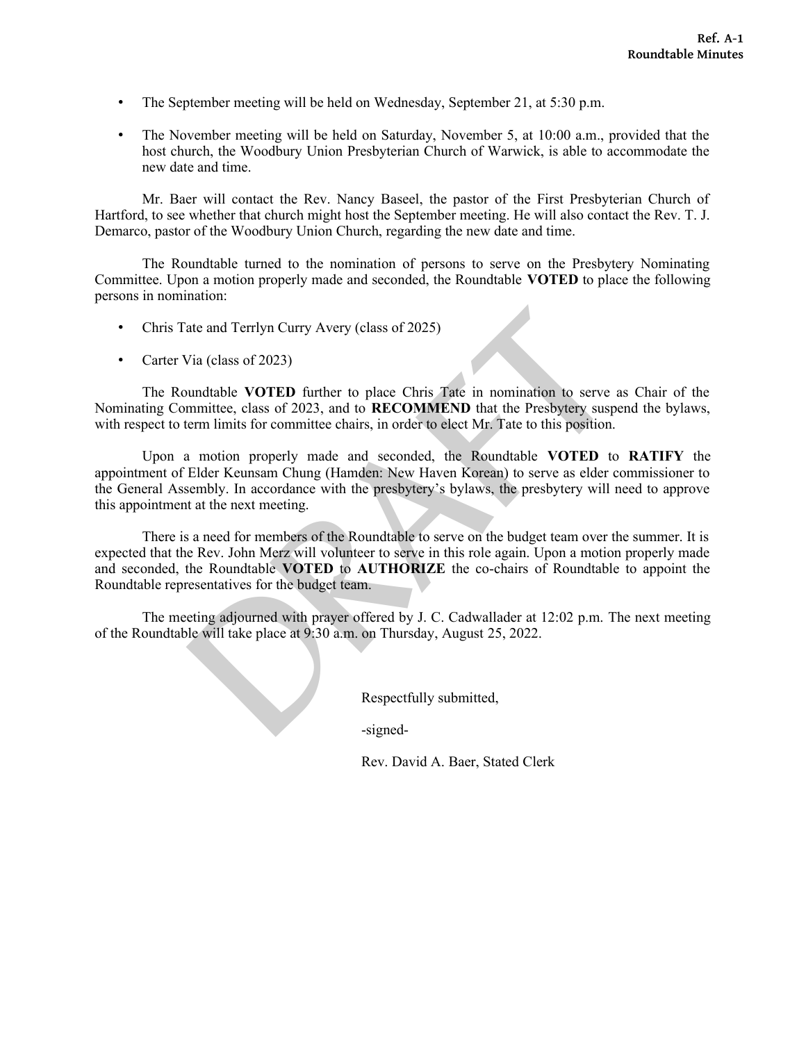- The September meeting will be held on Wednesday, September 21, at 5:30 p.m.

- The November meeting will be held on Saturday, November 5, at 10:00 a.m., provided that the host church, the Woodbury Union Presbyterian Church of Warwick, is able to accommodate the new date and time.

Mr. Baer will contact the Rev. Nancy Baseel, the pastor of the First Presbyterian Church of Hartford, to see whether that church might host the September meeting. He will also contact the Rev. T. J. Demarco, pastor of the Woodbury Union Church, regarding the new date and time.

The Roundtable turned to the nomination of persons to serve on the Presbytery Nominating Committee. Upon a motion properly made and seconded, the Roundtable **VOTED** to place the following persons in nomination:

- Chris Tate and Terrlyn Curry Avery (class of 2025)

- Carter Via (class of 2023)

The Roundtable **VOTED** further to place Chris Tate in nomination to serve as Chair of the Nominating Committee, class of 2023, and to **RECOMMEND** that the Presbytery suspend the bylaws, with respect to term limits for committee chairs, in order to elect Mr. Tate to this position.

Upon a motion properly made and seconded, the Roundtable **VOTED** to **RATIFY** the appointment of Elder Keunsam Chung (Hamden: New Haven Korean) to serve as elder commissioner to the General Assembly. In accordance with the presbytery's bylaws, the presbytery will need to approve this appointment at the next meeting.

There is a need for members of the Roundtable to serve on the budget team over the summer. It is expected that the Rev. John Merz will volunteer to serve in this role again. Upon a motion properly made and seconded, the Roundtable **VOTED** to **AUTHORIZE** the co-chairs of Roundtable to appoint the Roundtable representatives for the budget team.

The meeting adjourned with prayer offered by J. C. Cadwallader at 12:02 p.m. The next meeting of the Roundtable will take place at 9:30 a.m. on Thursday, August 25, 2022.

Respectfully submitted,

-signed-

Rev. David A. Baer, Stated Clerk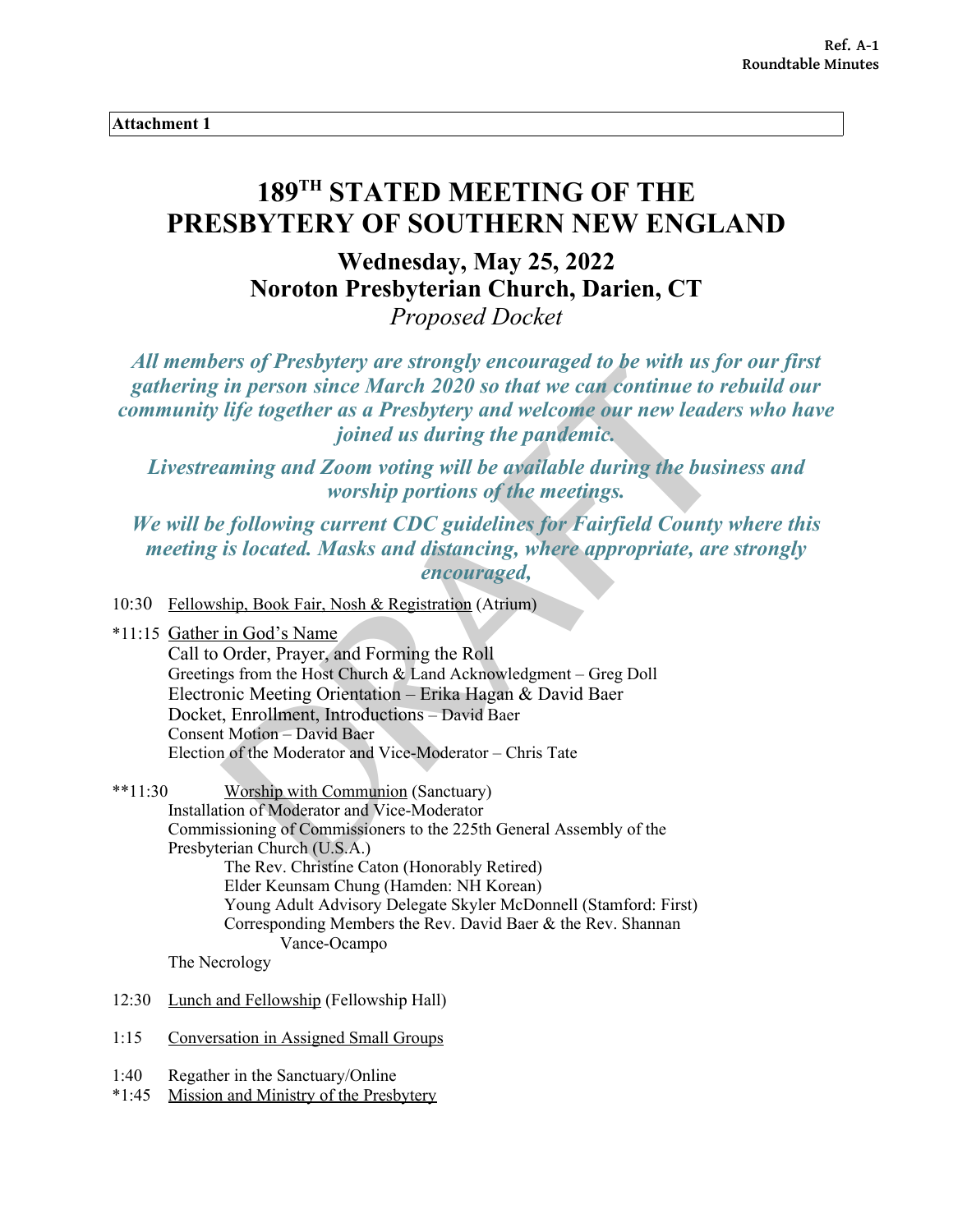**Attachment 1**

# 189TH STATED MEETING OF THE PRESBYTERY OF SOUTHERN NEW ENGLAND

## Wednesday, May 25, 2022
## Noroton Presbyterian Church, Darien, CT

*Proposed Docket*

***All members of Presbytery are strongly encouraged to be with us for our first gathering in person since March 2020 so that we can continue to rebuild our community life together as a Presbytery and welcome our new leaders who have joined us during the pandemic.***

***Livestreaming and Zoom voting will be available during the business and worship portions of the meetings.***

***We will be following current CDC guidelines for Fairfield County where this meeting is located. Masks and distancing, where appropriate, are strongly encouraged,***

10:30 Fellowship, Book Fair, Nosh & Registration (Atrium)

*11:15 Gather in God's Name
- Call to Order, Prayer, and Forming the Roll
- Greetings from the Host Church & Land Acknowledgment – Greg Doll
- Electronic Meeting Orientation – Erika Hagan & David Baer
- Docket, Enrollment, Introductions – David Baer
- Consent Motion – David Baer
- Election of the Moderator and Vice-Moderator – Chris Tate

**11:30 Worship with Communion (Sanctuary)
- Installation of Moderator and Vice-Moderator
- Commissioning of Commissioners to the 225th General Assembly of the Presbyterian Church (U.S.A.)
  - The Rev. Christine Caton (Honorably Retired)
  - Elder Keunsam Chung (Hamden: NH Korean)
  - Young Adult Advisory Delegate Skyler McDonnell (Stamford: First)
  - Corresponding Members the Rev. David Baer & the Rev. Shannan Vance-Ocampo
- The Necrology

12:30 Lunch and Fellowship (Fellowship Hall)

1:15 Conversation in Assigned Small Groups

1:40 Regather in the Sanctuary/Online

*1:45 Mission and Ministry of the Presbytery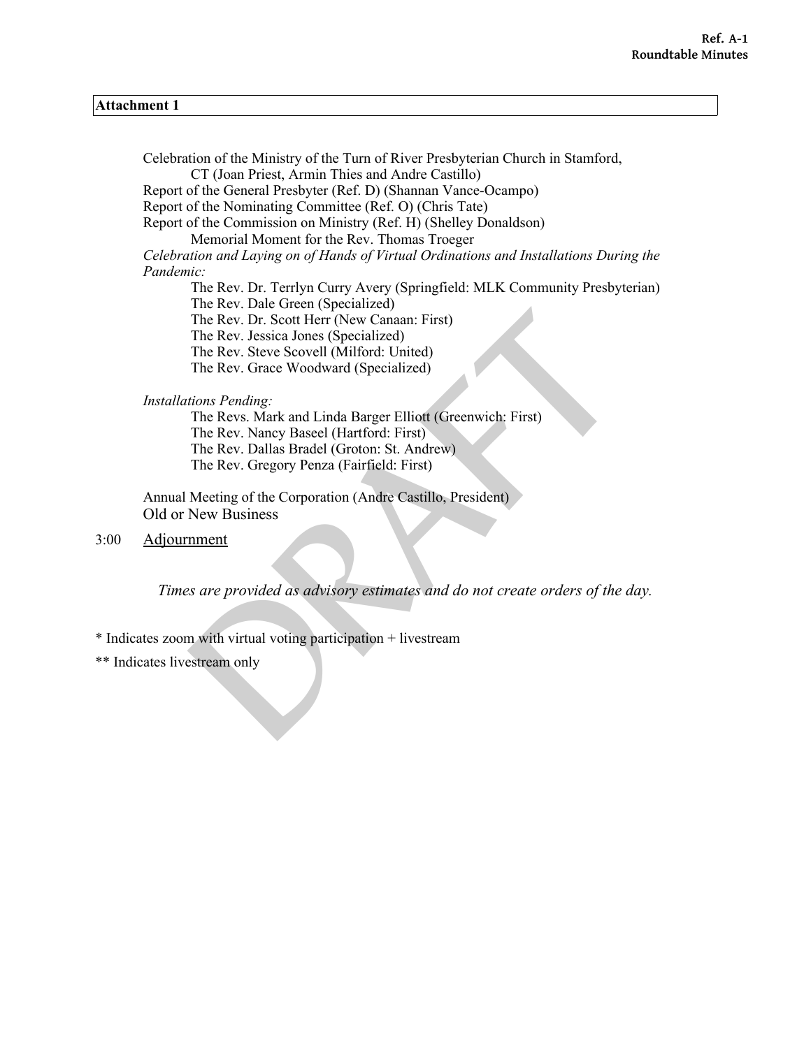**Attachment 1**

Celebration of the Ministry of the Turn of River Presbyterian Church in Stamford, CT (Joan Priest, Armin Thies and Andre Castillo)
Report of the General Presbyter (Ref. D) (Shannan Vance-Ocampo)
Report of the Nominating Committee (Ref. O) (Chris Tate)
Report of the Commission on Ministry (Ref. H) (Shelley Donaldson)
Memorial Moment for the Rev. Thomas Troeger

*Celebration and Laying on of Hands of Virtual Ordinations and Installations During the Pandemic:*

The Rev. Dr. Terrlyn Curry Avery (Springfield: MLK Community Presbyterian)
The Rev. Dale Green (Specialized)
The Rev. Dr. Scott Herr (New Canaan: First)
The Rev. Jessica Jones (Specialized)
The Rev. Steve Scovell (Milford: United)
The Rev. Grace Woodward (Specialized)

*Installations Pending:*

The Revs. Mark and Linda Barger Elliott (Greenwich: First)
The Rev. Nancy Baseel (Hartford: First)
The Rev. Dallas Bradel (Groton: St. Andrew)
The Rev. Gregory Penza (Fairfield: First)

Annual Meeting of the Corporation (Andre Castillo, President)
Old or New Business

3:00 Adjournment

*Times are provided as advisory estimates and do not create orders of the day.*

* Indicates zoom with virtual voting participation + livestream

** Indicates livestream only